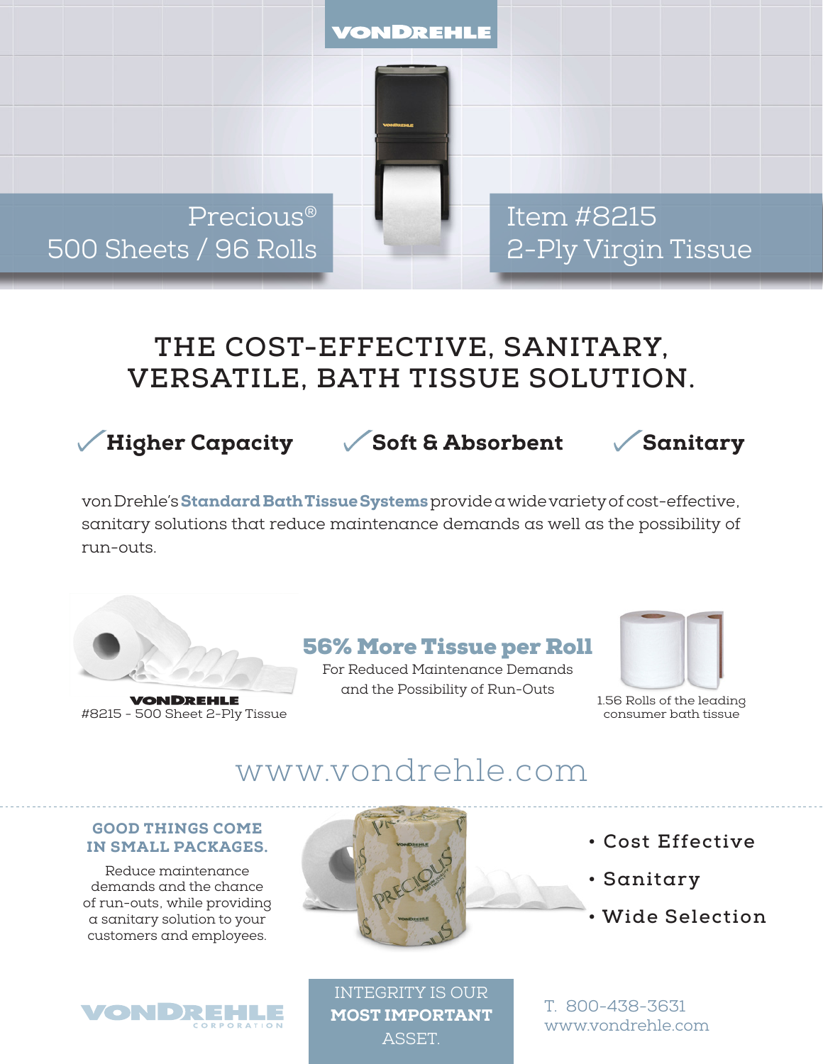VONDREHLE

Precious®
500 Sheets / 96 Rolls

Item #8215
2-Ply Virgin Tissue

# THE COST-EFFECTIVE, SANITARY, VERSATILE, BATH TISSUE SOLUTION.

✓ **Higher Capacity** ✓ **Soft & Absorbent** ✓ **Sanitary**

von Drehle's **Standard Bath Tissue Systems** provide a wide variety of cost-effective, sanitary solutions that reduce maintenance demands as well as the possibility of run-outs.

VONDREHLE
#8215 - 500 Sheet 2-Ply Tissue

## 56% More Tissue per Roll

For Reduced Maintenance Demands and the Possibility of Run-Outs

1.56 Rolls of the leading consumer bath tissue

www.vondrehle.com

### GOOD THINGS COME IN SMALL PACKAGES.

Reduce maintenance demands and the chance of run-outs, while providing a sanitary solution to your customers and employees.

- Cost Effective
- Sanitary
- Wide Selection

VONDREHLE CORPORATION

INTEGRITY IS OUR **MOST IMPORTANT** ASSET.

T. 800-438-3631
www.vondrehle.com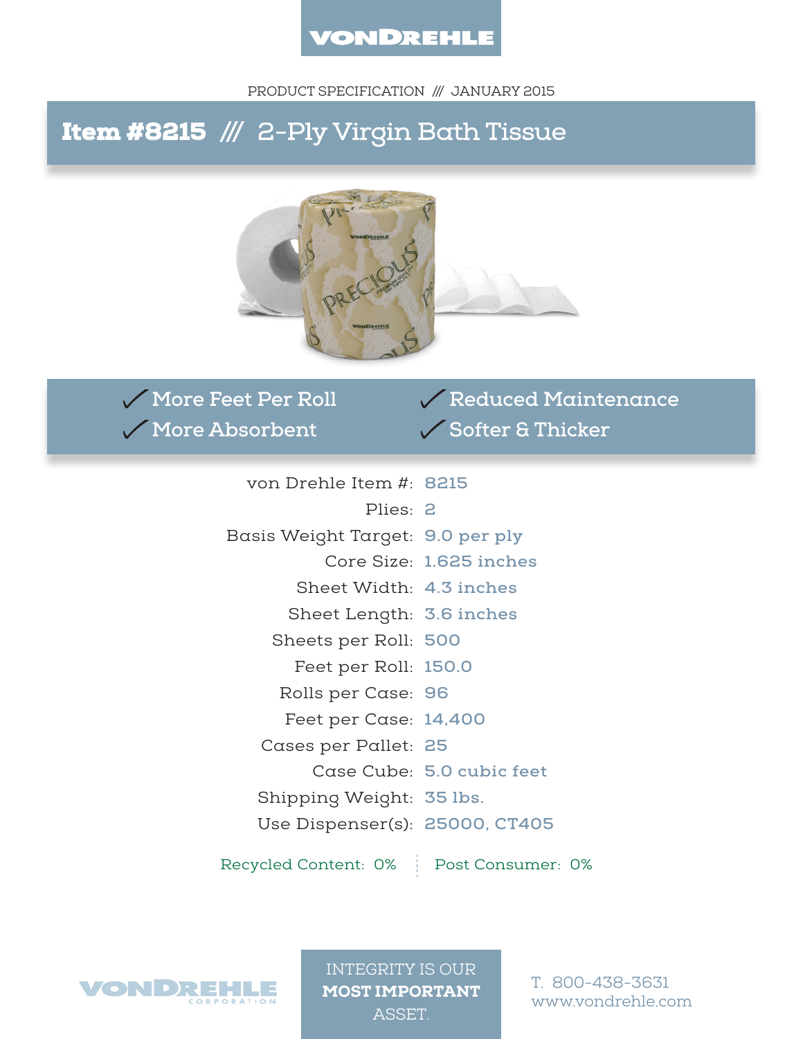VONDREHLE

PRODUCT SPECIFICATION /// JANUARY 2015

# Item #8215 /// 2-Ply Virgin Bath Tissue

- ✓ More Feet Per Roll
- ✓ More Absorbent
- ✓ Reduced Maintenance
- ✓ Softer & Thicker

| | |
|---|---|
| von Drehle Item #: | 8215 |
| Plies: | 2 |
| Basis Weight Target: | 9.0 per ply |
| Core Size: | 1.625 inches |
| Sheet Width: | 4.3 inches |
| Sheet Length: | 3.6 inches |
| Sheets per Roll: | 500 |
| Feet per Roll: | 150.0 |
| Rolls per Case: | 96 |
| Feet per Case: | 14,400 |
| Cases per Pallet: | 25 |
| Case Cube: | 5.0 cubic feet |
| Shipping Weight: | 35 lbs. |
| Use Dispenser(s): | 25000, CT405 |

Recycled Content: 0% | Post Consumer: 0%

VONDREHLE CORPORATION

INTEGRITY IS OUR **MOST IMPORTANT** ASSET.

T. 800-438-3631
www.vondrehle.com